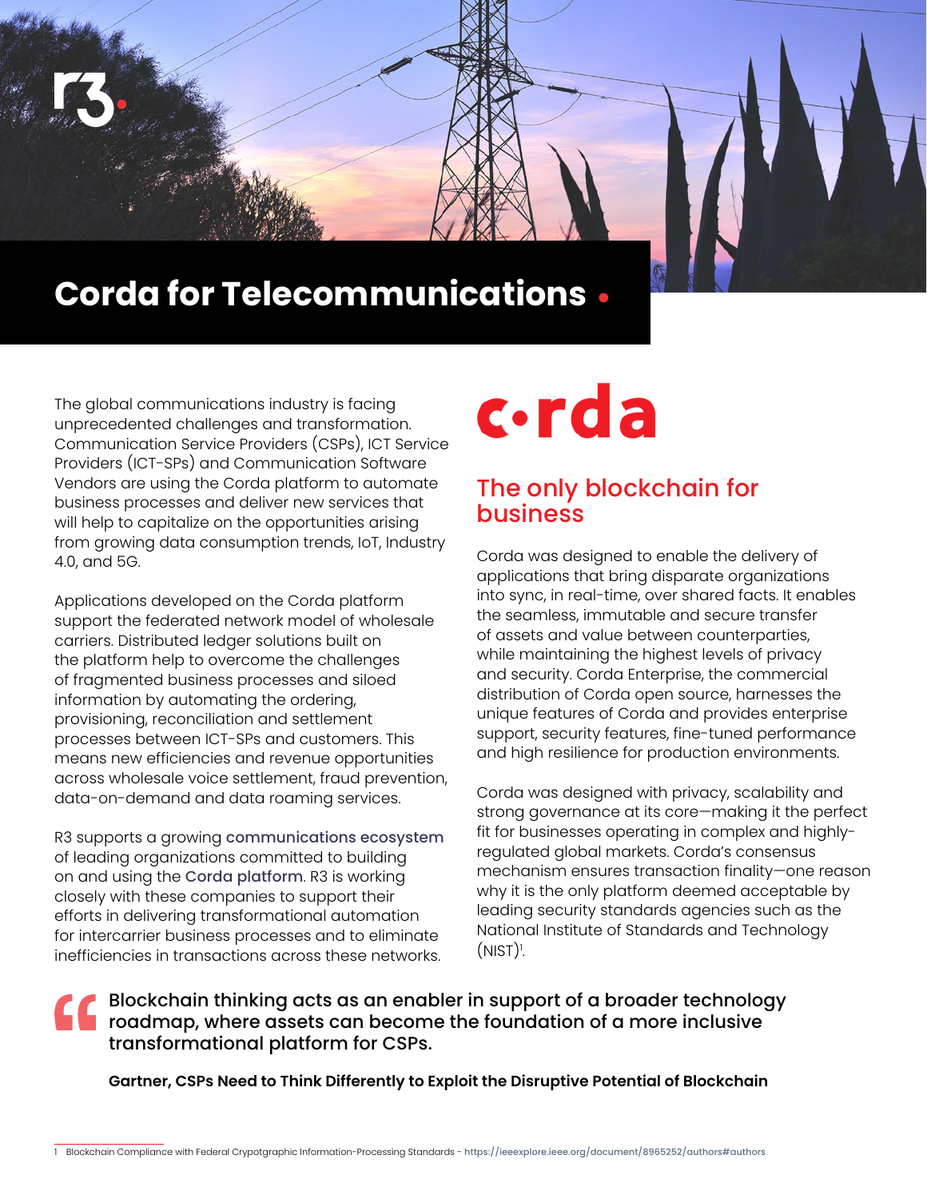# Corda for Telecommunications

The global communications industry is facing unprecedented challenges and transformation. Communication Service Providers (CSPs), ICT Service Providers (ICT-SPs) and Communication Software Vendors are using the Corda platform to automate business processes and deliver new services that will help to capitalize on the opportunities arising from growing data consumption trends, IoT, Industry 4.0, and 5G.

Applications developed on the Corda platform support the federated network model of wholesale carriers. Distributed ledger solutions built on the platform help to overcome the challenges of fragmented business processes and siloed information by automating the ordering, provisioning, reconciliation and settlement processes between ICT-SPs and customers. This means new efficiencies and revenue opportunities across wholesale voice settlement, fraud prevention, data-on-demand and data roaming services.

R3 supports a growing communications ecosystem of leading organizations committed to building on and using the Corda platform. R3 is working closely with these companies to support their efforts in delivering transformational automation for intercarrier business processes and to eliminate inefficiencies in transactions across these networks.

corda

## The only blockchain for business

Corda was designed to enable the delivery of applications that bring disparate organizations into sync, in real-time, over shared facts. It enables the seamless, immutable and secure transfer of assets and value between counterparties, while maintaining the highest levels of privacy and security. Corda Enterprise, the commercial distribution of Corda open source, harnesses the unique features of Corda and provides enterprise support, security features, fine-tuned performance and high resilience for production environments.

Corda was designed with privacy, scalability and strong governance at its core—making it the perfect fit for businesses operating in complex and highly-regulated global markets. Corda's consensus mechanism ensures transaction finality—one reason why it is the only platform deemed acceptable by leading security standards agencies such as the National Institute of Standards and Technology (NIST)[1].

> Blockchain thinking acts as an enabler in support of a broader technology roadmap, where assets can become the foundation of a more inclusive transformational platform for CSPs.
>
> **Gartner, CSPs Need to Think Differently to Exploit the Disruptive Potential of Blockchain**

1 Blockchain Compliance with Federal Crypotgraphic Information-Processing Standards - https://ieeexplore.ieee.org/document/8965252/authors#authors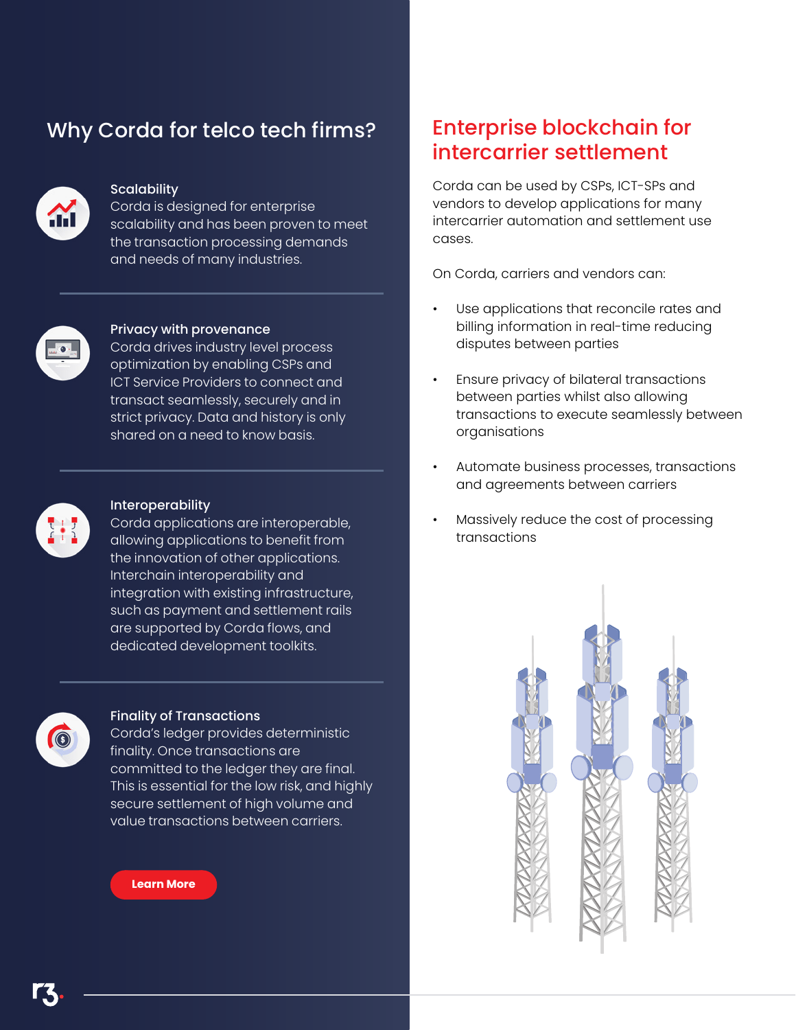## Why Corda for telco tech firms?

### Scalability

Corda is designed for enterprise scalability and has been proven to meet the transaction processing demands and needs of many industries.

### Privacy with provenance

Corda drives industry level process optimization by enabling CSPs and ICT Service Providers to connect and transact seamlessly, securely and in strict privacy. Data and history is only shared on a need to know basis.

### Interoperability

Corda applications are interoperable, allowing applications to benefit from the innovation of other applications. Interchain interoperability and integration with existing infrastructure, such as payment and settlement rails are supported by Corda flows, and dedicated development toolkits.

### Finality of Transactions

Corda's ledger provides deterministic finality. Once transactions are committed to the ledger they are final. This is essential for the low risk, and highly secure settlement of high volume and value transactions between carriers.

Learn More

## Enterprise blockchain for intercarrier settlement

Corda can be used by CSPs, ICT-SPs and vendors to develop applications for many intercarrier automation and settlement use cases.

On Corda, carriers and vendors can:

- Use applications that reconcile rates and billing information in real-time reducing disputes between parties
- Ensure privacy of bilateral transactions between parties whilst also allowing transactions to execute seamlessly between organisations
- Automate business processes, transactions and agreements between carriers
- Massively reduce the cost of processing transactions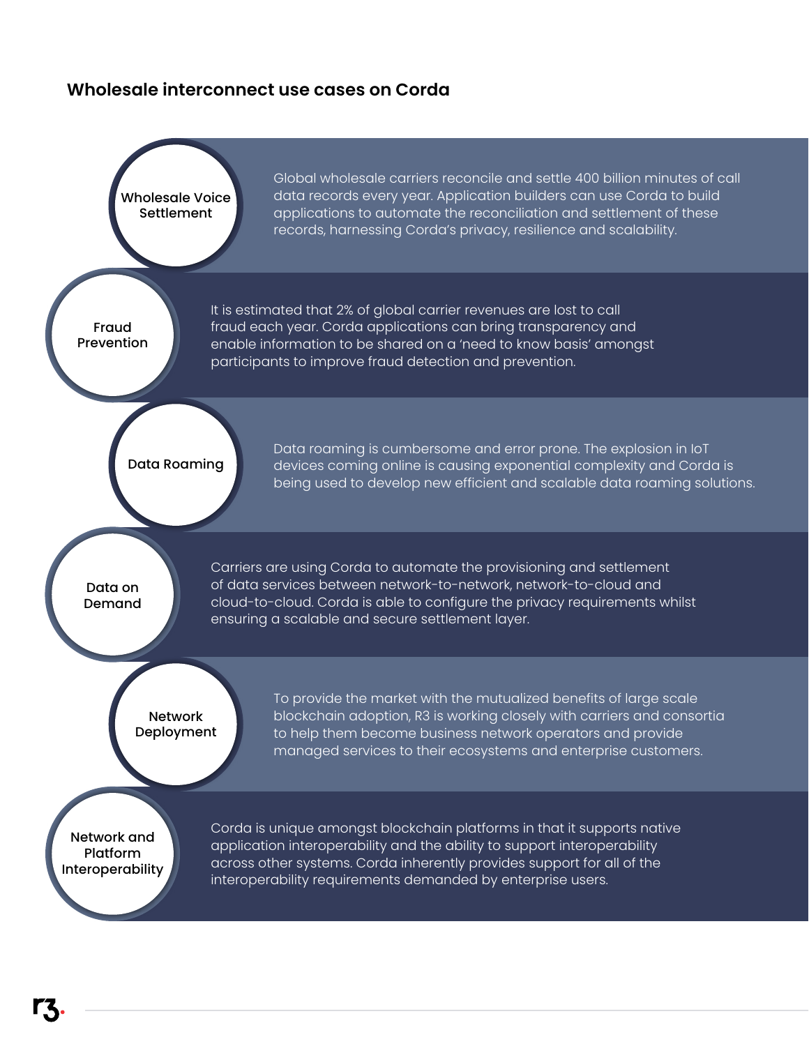## Wholesale interconnect use cases on Corda

### Wholesale Voice Settlement

Global wholesale carriers reconcile and settle 400 billion minutes of call data records every year. Application builders can use Corda to build applications to automate the reconciliation and settlement of these records, harnessing Corda's privacy, resilience and scalability.

### Fraud Prevention

It is estimated that 2% of global carrier revenues are lost to call fraud each year. Corda applications can bring transparency and enable information to be shared on a 'need to know basis' amongst participants to improve fraud detection and prevention.

### Data Roaming

Data roaming is cumbersome and error prone. The explosion in IoT devices coming online is causing exponential complexity and Corda is being used to develop new efficient and scalable data roaming solutions.

### Data on Demand

Carriers are using Corda to automate the provisioning and settlement of data services between network-to-network, network-to-cloud and cloud-to-cloud. Corda is able to configure the privacy requirements whilst ensuring a scalable and secure settlement layer.

### Network Deployment

To provide the market with the mutualized benefits of large scale blockchain adoption, R3 is working closely with carriers and consortia to help them become business network operators and provide managed services to their ecosystems and enterprise customers.

### Network and Platform Interoperability

Corda is unique amongst blockchain platforms in that it supports native application interoperability and the ability to support interoperability across other systems. Corda inherently provides support for all of the interoperability requirements demanded by enterprise users.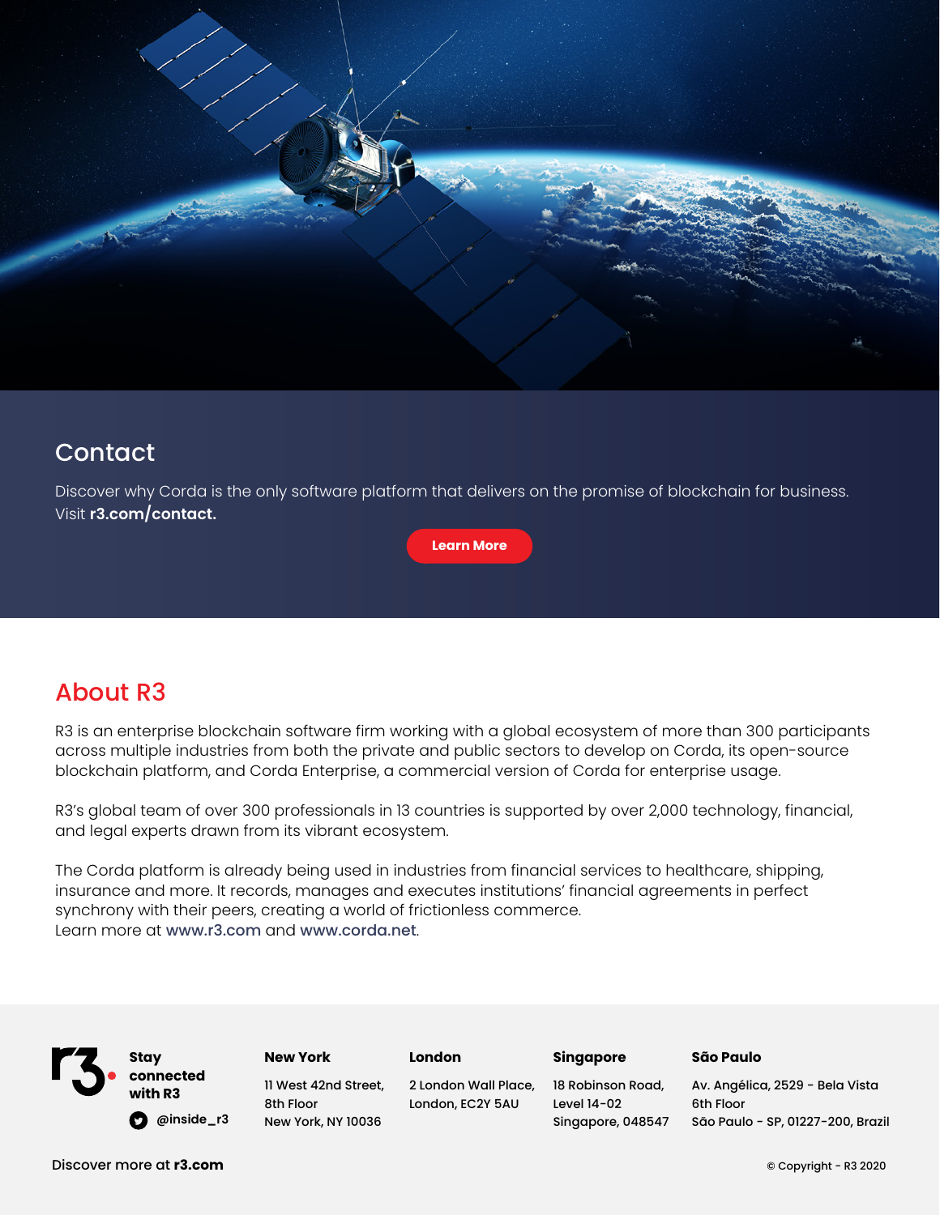## Contact

Discover why Corda is the only software platform that delivers on the promise of blockchain for business. Visit **r3.com/contact.**

**Learn More**

## About R3

R3 is an enterprise blockchain software firm working with a global ecosystem of more than 300 participants across multiple industries from both the private and public sectors to develop on Corda, its open-source blockchain platform, and Corda Enterprise, a commercial version of Corda for enterprise usage.

R3's global team of over 300 professionals in 13 countries is supported by over 2,000 technology, financial, and legal experts drawn from its vibrant ecosystem.

The Corda platform is already being used in industries from financial services to healthcare, shipping, insurance and more. It records, manages and executes institutions' financial agreements in perfect synchrony with their peers, creating a world of frictionless commerce.
Learn more at www.r3.com and www.corda.net.

**Stay connected with R3**

@inside_r3

**New York**
11 West 42nd Street,
8th Floor
New York, NY 10036

**London**
2 London Wall Place,
London, EC2Y 5AU

**Singapore**
18 Robinson Road,
Level 14-02
Singapore, 048547

**São Paulo**
Av. Angélica, 2529 - Bela Vista
6th Floor
São Paulo - SP, 01227-200, Brazil

Discover more at **r3.com**

© Copyright - R3 2020